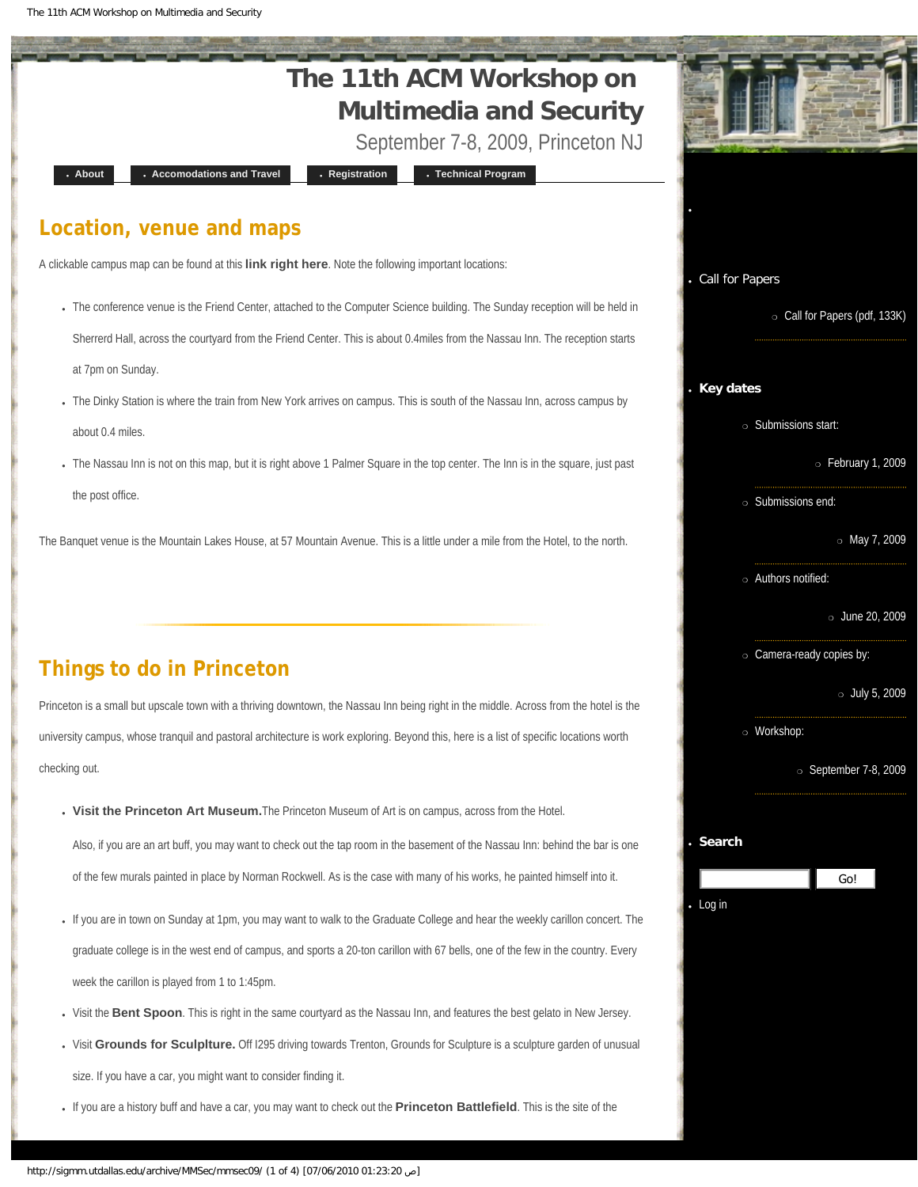# The 11th ACM Workshop on Multimedia and Security

September 7-8, 2009, Princeton NJ

- About
- Accomodations and Travel
- Registration
- Technical Program

## Location, venue and maps

A clickable campus map can be found at this **link right here**. Note the following important locations:

- The conference venue is the Friend Center, attached to the Computer Science building. The Sunday reception will be held in Sherrerd Hall, across the courtyard from the Friend Center. This is about 0.4miles from the Nassau Inn. The reception starts at 7pm on Sunday.
- The Dinky Station is where the train from New York arrives on campus. This is south of the Nassau Inn, across campus by about 0.4 miles.
- The Nassau Inn is not on this map, but it is right above 1 Palmer Square in the top center. The Inn is in the square, just past the post office.

The Banquet venue is the Mountain Lakes House, at 57 Mountain Avenue. This is a little under a mile from the Hotel, to the north.

## Things to do in Princeton

Princeton is a small but upscale town with a thriving downtown, the Nassau Inn being right in the middle. Across from the hotel is the university campus, whose tranquil and pastoral architecture is work exploring. Beyond this, here is a list of specific locations worth checking out.

- **Visit the Princeton Art Museum.** The Princeton Museum of Art is on campus, across from the Hotel.

  Also, if you are an art buff, you may want to check out the tap room in the basement of the Nassau Inn: behind the bar is one of the few murals painted in place by Norman Rockwell. As is the case with many of his works, he painted himself into it.
- If you are in town on Sunday at 1pm, you may want to walk to the Graduate College and hear the weekly carillon concert. The graduate college is in the west end of campus, and sports a 20-ton carillon with 67 bells, one of the few in the country. Every week the carillon is played from 1 to 1:45pm.
- Visit the **Bent Spoon**. This is right in the same courtyard as the Nassau Inn, and features the best gelato in New Jersey.
- Visit **Grounds for Sculplture.** Off I295 driving towards Trenton, Grounds for Sculpture is a sculpture garden of unusual size. If you have a car, you might want to consider finding it.
- If you are a history buff and have a car, you may want to check out the **Princeton Battlefield**. This is the site of the

---

- Call for Papers
  - Call for Papers (pdf, 133K)
- **Key dates**
  - Submissions start:
    - February 1, 2009
  - Submissions end:
    - May 7, 2009
  - Authors notified:
    - June 20, 2009
  - Camera-ready copies by:
    - July 5, 2009
  - Workshop:
    - September 7-8, 2009
- **Search**

  Go!
- Log in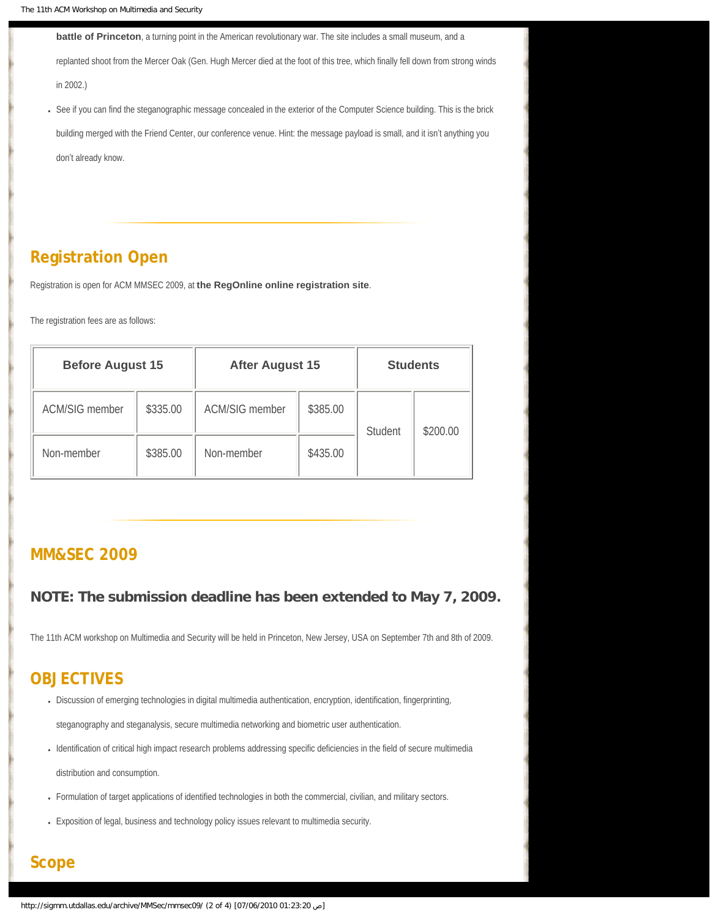**battle of Princeton**, a turning point in the American revolutionary war. The site includes a small museum, and a replanted shoot from the Mercer Oak (Gen. Hugh Mercer died at the foot of this tree, which finally fell down from strong winds in 2002.)

- See if you can find the steganographic message concealed in the exterior of the Computer Science building. This is the brick building merged with the Friend Center, our conference venue. Hint: the message payload is small, and it isn't anything you don't already know.

## Registration Open

Registration is open for ACM MMSEC 2009, at **the RegOnline online registration site**.

The registration fees are as follows:

| Before August 15 | | After August 15 | | Students | |
|---|---|---|---|---|---|
| ACM/SIG member | $335.00 | ACM/SIG member | $385.00 | Student | $200.00 |
| Non-member | $385.00 | Non-member | $435.00 | | |

## MM&SEC 2009

### NOTE: The submission deadline has been extended to May 7, 2009.

The 11th ACM workshop on Multimedia and Security will be held in Princeton, New Jersey, USA on September 7th and 8th of 2009.

## OBJECTIVES

- Discussion of emerging technologies in digital multimedia authentication, encryption, identification, fingerprinting, steganography and steganalysis, secure multimedia networking and biometric user authentication.
- Identification of critical high impact research problems addressing specific deficiencies in the field of secure multimedia distribution and consumption.
- Formulation of target applications of identified technologies in both the commercial, civilian, and military sectors.
- Exposition of legal, business and technology policy issues relevant to multimedia security.

## Scope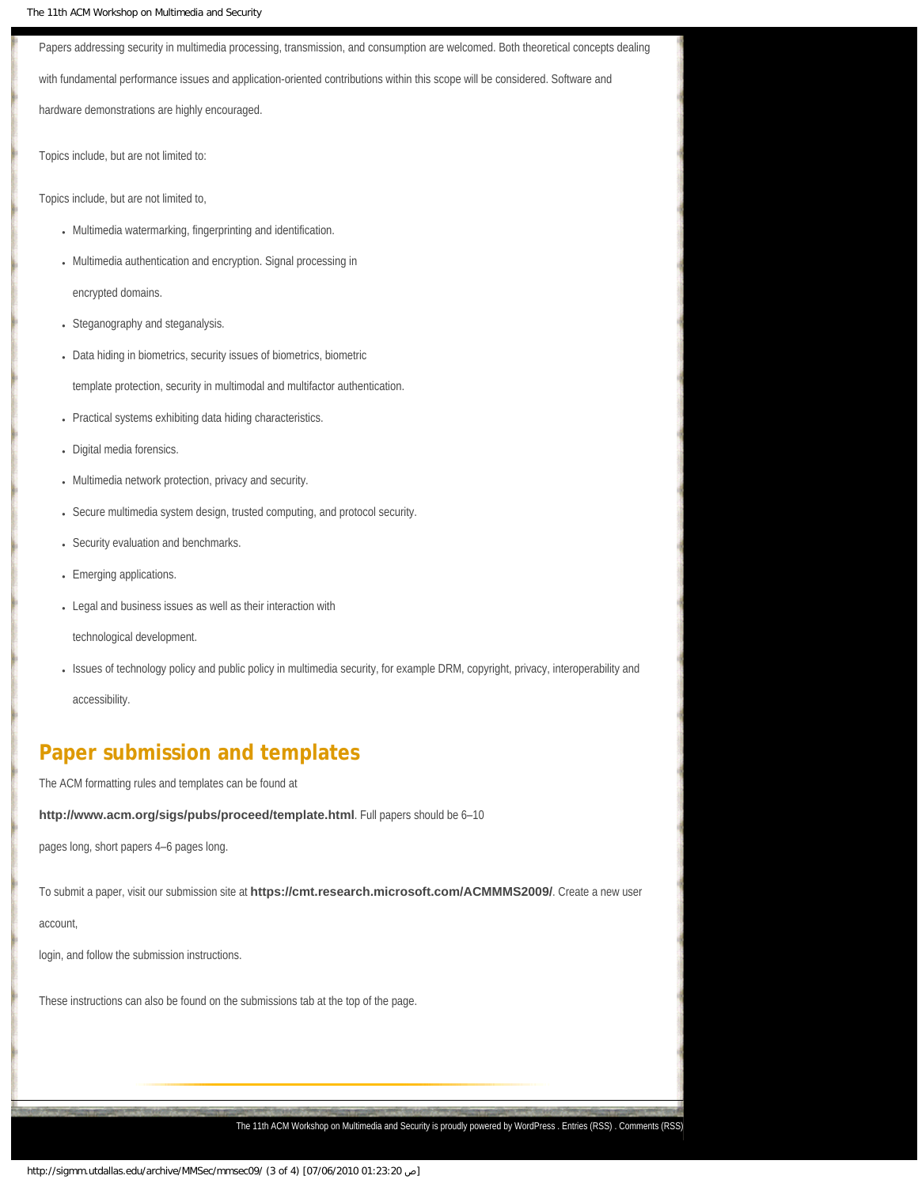Papers addressing security in multimedia processing, transmission, and consumption are welcomed. Both theoretical concepts dealing with fundamental performance issues and application-oriented contributions within this scope will be considered. Software and hardware demonstrations are highly encouraged.

Topics include, but are not limited to:

Topics include, but are not limited to,

- Multimedia watermarking, fingerprinting and identification.
- Multimedia authentication and encryption. Signal processing in encrypted domains.
- Steganography and steganalysis.
- Data hiding in biometrics, security issues of biometrics, biometric template protection, security in multimodal and multifactor authentication.
- Practical systems exhibiting data hiding characteristics.
- Digital media forensics.
- Multimedia network protection, privacy and security.
- Secure multimedia system design, trusted computing, and protocol security.
- Security evaluation and benchmarks.
- Emerging applications.
- Legal and business issues as well as their interaction with technological development.
- Issues of technology policy and public policy in multimedia security, for example DRM, copyright, privacy, interoperability and accessibility.

## Paper submission and templates

The ACM formatting rules and templates can be found at

**http://www.acm.org/sigs/pubs/proceed/template.html**. Full papers should be 6–10 pages long, short papers 4–6 pages long.

To submit a paper, visit our submission site at **https://cmt.research.microsoft.com/ACMMMS2009/**. Create a new user account,

login, and follow the submission instructions.

These instructions can also be found on the submissions tab at the top of the page.

The 11th ACM Workshop on Multimedia and Security is proudly powered by WordPress . Entries (RSS) . Comments (RSS)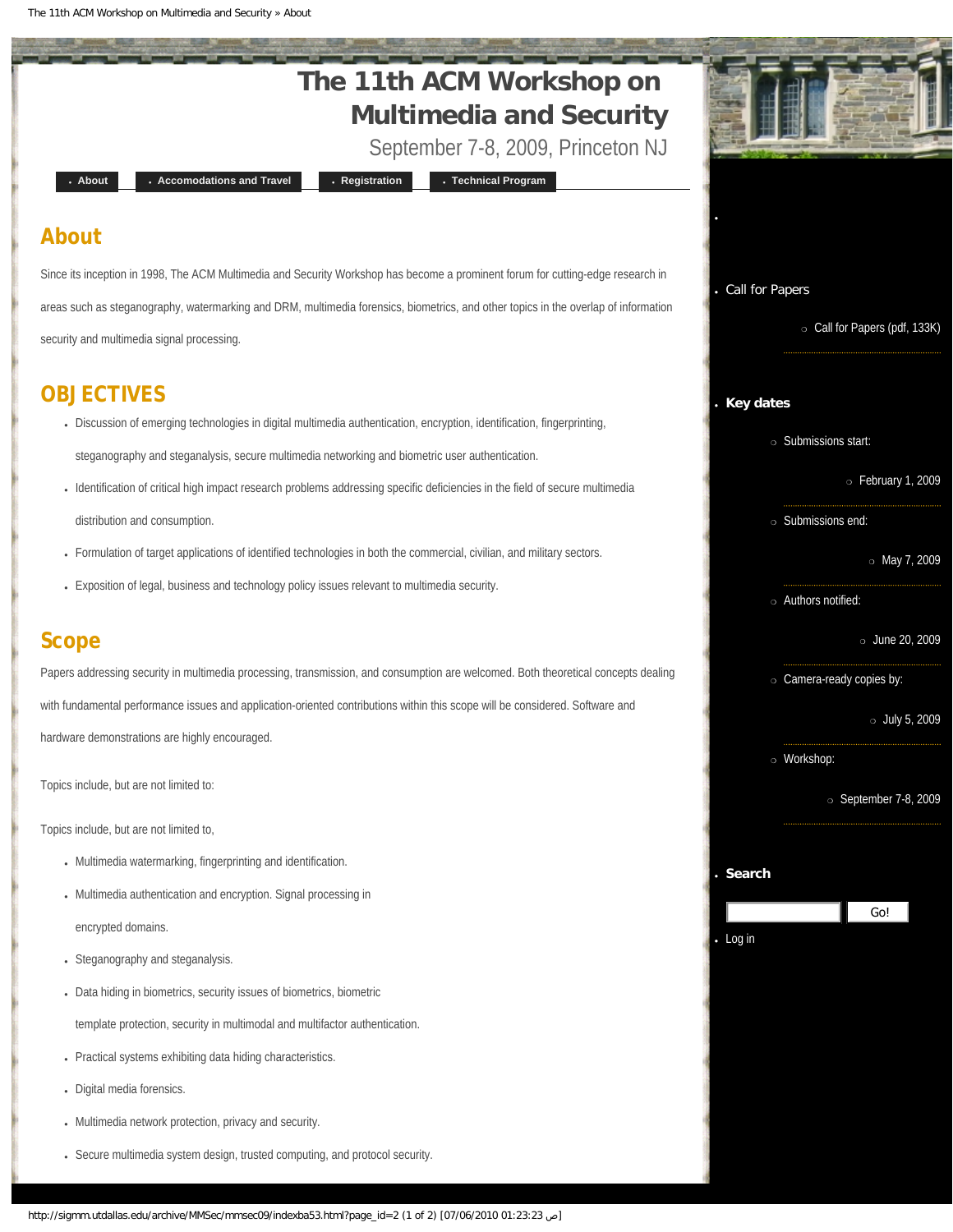# The 11th ACM Workshop on Multimedia and Security

September 7-8, 2009, Princeton NJ

- About
- Accomodations and Travel
- Registration
- Technical Program

## About

Since its inception in 1998, The ACM Multimedia and Security Workshop has become a prominent forum for cutting-edge research in areas such as steganography, watermarking and DRM, multimedia forensics, biometrics, and other topics in the overlap of information security and multimedia signal processing.

## OBJECTIVES

- Discussion of emerging technologies in digital multimedia authentication, encryption, identification, fingerprinting, steganography and steganalysis, secure multimedia networking and biometric user authentication.
- Identification of critical high impact research problems addressing specific deficiencies in the field of secure multimedia distribution and consumption.
- Formulation of target applications of identified technologies in both the commercial, civilian, and military sectors.
- Exposition of legal, business and technology policy issues relevant to multimedia security.

## Scope

Papers addressing security in multimedia processing, transmission, and consumption are welcomed. Both theoretical concepts dealing with fundamental performance issues and application-oriented contributions within this scope will be considered. Software and hardware demonstrations are highly encouraged.

Topics include, but are not limited to:

Topics include, but are not limited to,

- Multimedia watermarking, fingerprinting and identification.
- Multimedia authentication and encryption. Signal processing in encrypted domains.
- Steganography and steganalysis.
- Data hiding in biometrics, security issues of biometrics, biometric template protection, security in multimodal and multifactor authentication.
- Practical systems exhibiting data hiding characteristics.
- Digital media forensics.
- Multimedia network protection, privacy and security.
- Secure multimedia system design, trusted computing, and protocol security.

---

- Call for Papers
  - Call for Papers (pdf, 133K)
- **Key dates**
  - Submissions start:
    - February 1, 2009
  - Submissions end:
    - May 7, 2009
  - Authors notified:
    - June 20, 2009
  - Camera-ready copies by:
    - July 5, 2009
  - Workshop:
    - September 7-8, 2009
- **Search**
- Log in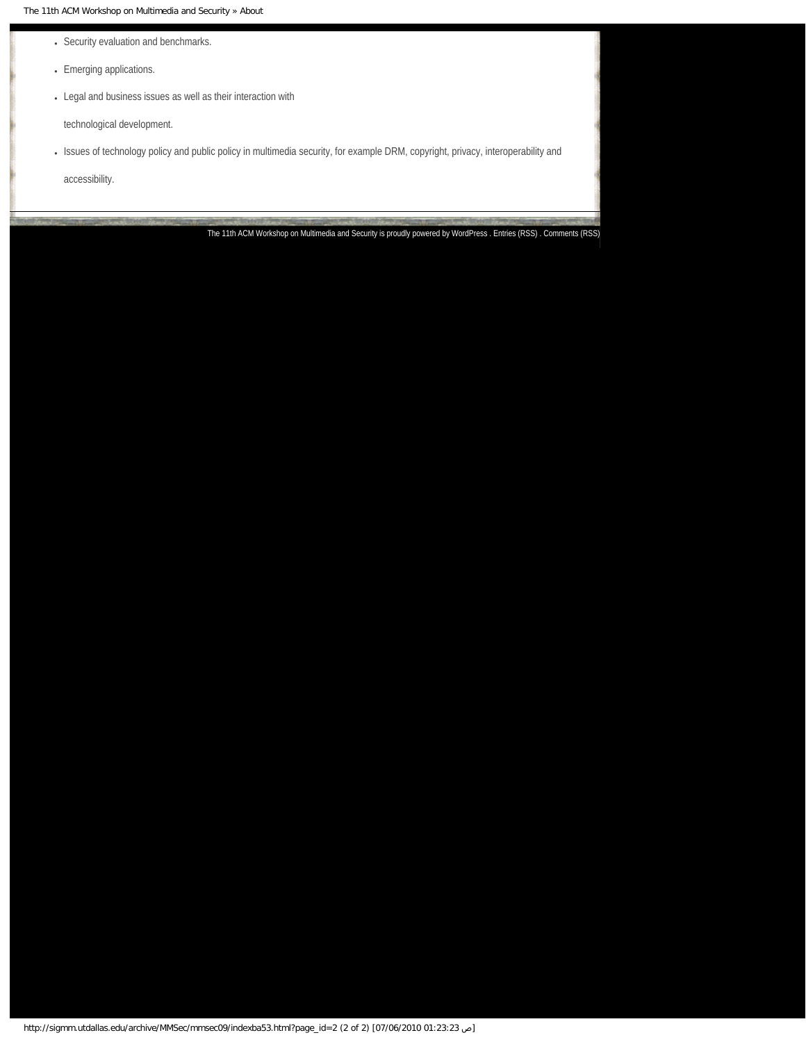- Security evaluation and benchmarks.
- Emerging applications.
- Legal and business issues as well as their interaction with technological development.
- Issues of technology policy and public policy in multimedia security, for example DRM, copyright, privacy, interoperability and accessibility.

The 11th ACM Workshop on Multimedia and Security is proudly powered by WordPress . Entries (RSS) . Comments (RSS)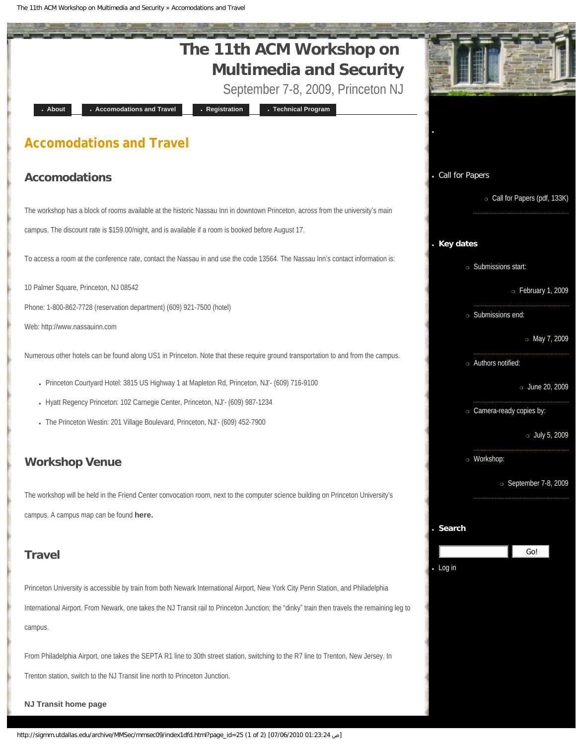# The 11th ACM Workshop on Multimedia and Security

September 7-8, 2009, Princeton NJ

- About
- Accomodations and Travel
- Registration
- Technical Program

## Accomodations and Travel

### Accomodations

The workshop has a block of rooms available at the historic Nassau Inn in downtown Princeton, across from the university's main campus. The discount rate is $159.00/night, and is available if a room is booked before August 17.

To access a room at the conference rate, contact the Nassau in and use the code 13564. The Nassau Inn's contact information is:

10 Palmer Square, Princeton, NJ 08542

Phone: 1-800-862-7728 (reservation department) (609) 921-7500 (hotel)

Web: http://www.nassauinn.com

Numerous other hotels can be found along US1 in Princeton. Note that these require ground transportation to and from the campus.

- Princeton Courtyard Hotel: 3815 US Highway 1 at Mapleton Rd, Princeton, NJ - (609) 716-9100
- Hyatt Regency Princeton: 102 Carnegie Center, Princeton, NJ - (609) 987-1234
- The Princeton Westin: 201 Village Boulevard, Princeton, NJ - (609) 452-7900

### Workshop Venue

The workshop will be held in the Friend Center convocation room, next to the computer science building on Princeton University's campus. A campus map can be found **here.**

### Travel

Princeton University is accessible by train from both Newark International Airport, New York City Penn Station, and Philadelphia International Airport. From Newark, one takes the NJ Transit rail to Princeton Junction; the "dinky" train then travels the remaining leg to campus.

From Philadelphia Airport, one takes the SEPTA R1 line to 30th street station, switching to the R7 line to Trenton, New Jersey. In Trenton station, switch to the NJ Transit line north to Princeton Junction.

**NJ Transit home page**

- Call for Papers
  - Call for Papers (pdf, 133K)
- **Key dates**
  - Submissions start:
    - February 1, 2009
  - Submissions end:
    - May 7, 2009
  - Authors notified:
    - June 20, 2009
  - Camera-ready copies by:
    - July 5, 2009
  - Workshop:
    - September 7-8, 2009
- **Search**

  Go!
- Log in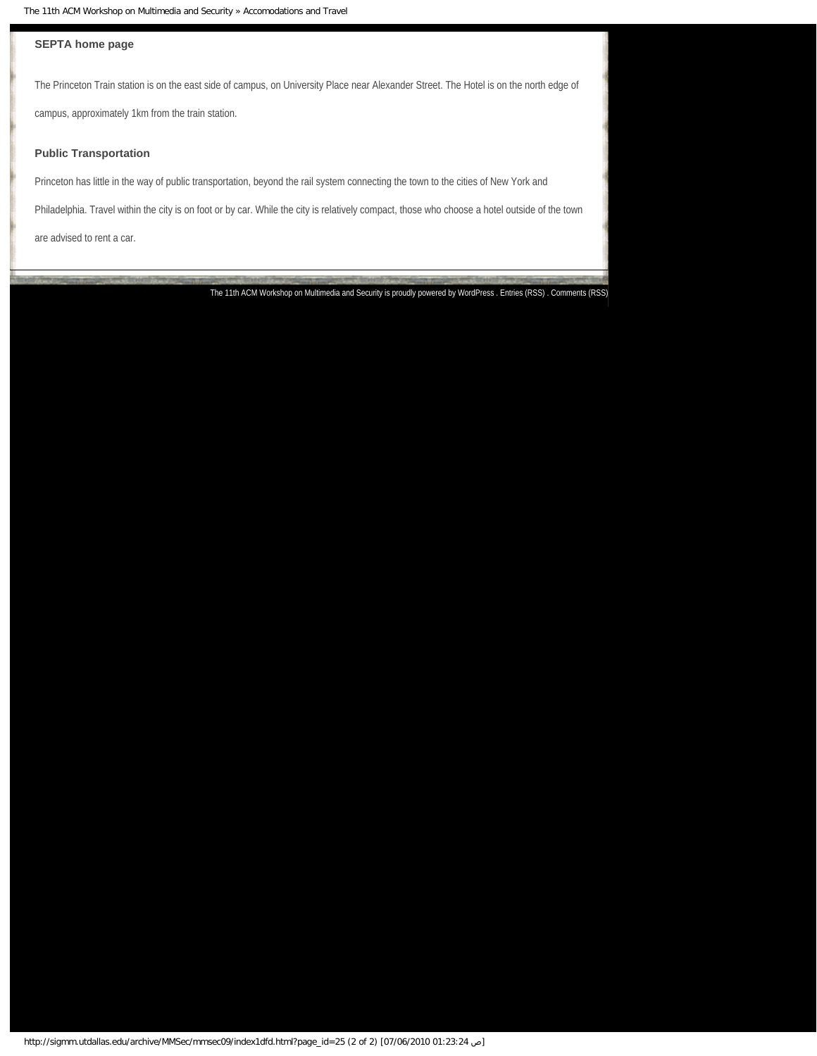**SEPTA home page**

The Princeton Train station is on the east side of campus, on University Place near Alexander Street. The Hotel is on the north edge of campus, approximately 1km from the train station.

### Public Transportation

Princeton has little in the way of public transportation, beyond the rail system connecting the town to the cities of New York and Philadelphia. Travel within the city is on foot or by car. While the city is relatively compact, those who choose a hotel outside of the town are advised to rent a car.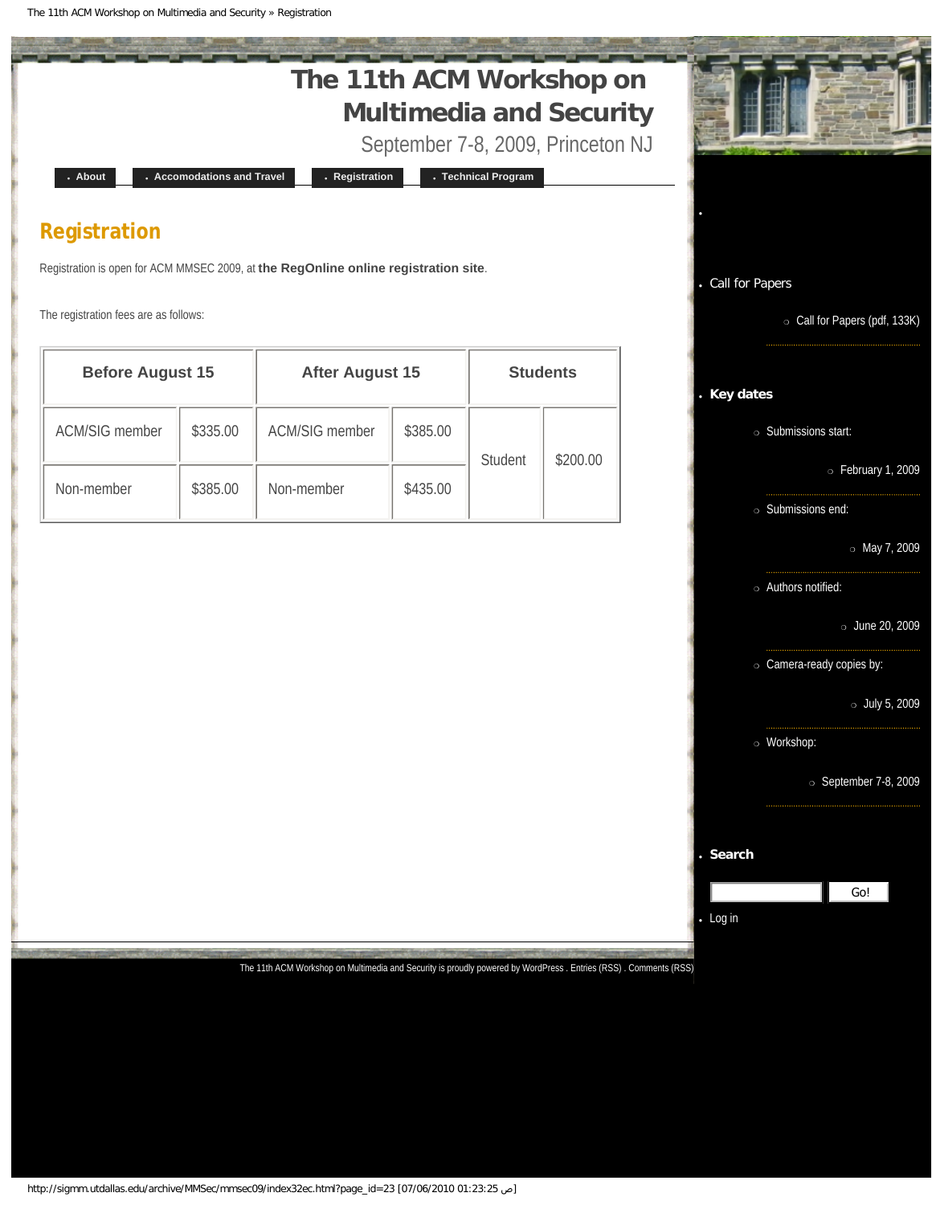# The 11th ACM Workshop on Multimedia and Security

September 7-8, 2009, Princeton NJ

- About
- Accomodations and Travel
- Registration
- Technical Program

## Registration

Registration is open for ACM MMSEC 2009, at **the RegOnline online registration site**.

The registration fees are as follows:

| Before August 15 | | After August 15 | | Students | |
|---|---|---|---|---|---|
| ACM/SIG member | $335.00 | ACM/SIG member | $385.00 | Student | $200.00 |
| Non-member | $385.00 | Non-member | $435.00 | | |

- Call for Papers
  - Call for Papers (pdf, 133K)
- **Key dates**
  - Submissions start:
    - February 1, 2009
  - Submissions end:
    - May 7, 2009
  - Authors notified:
    - June 20, 2009
  - Camera-ready copies by:
    - July 5, 2009
  - Workshop:
    - September 7-8, 2009
- **Search**

  Go!
- Log in

The 11th ACM Workshop on Multimedia and Security is proudly powered by WordPress . Entries (RSS) . Comments (RSS)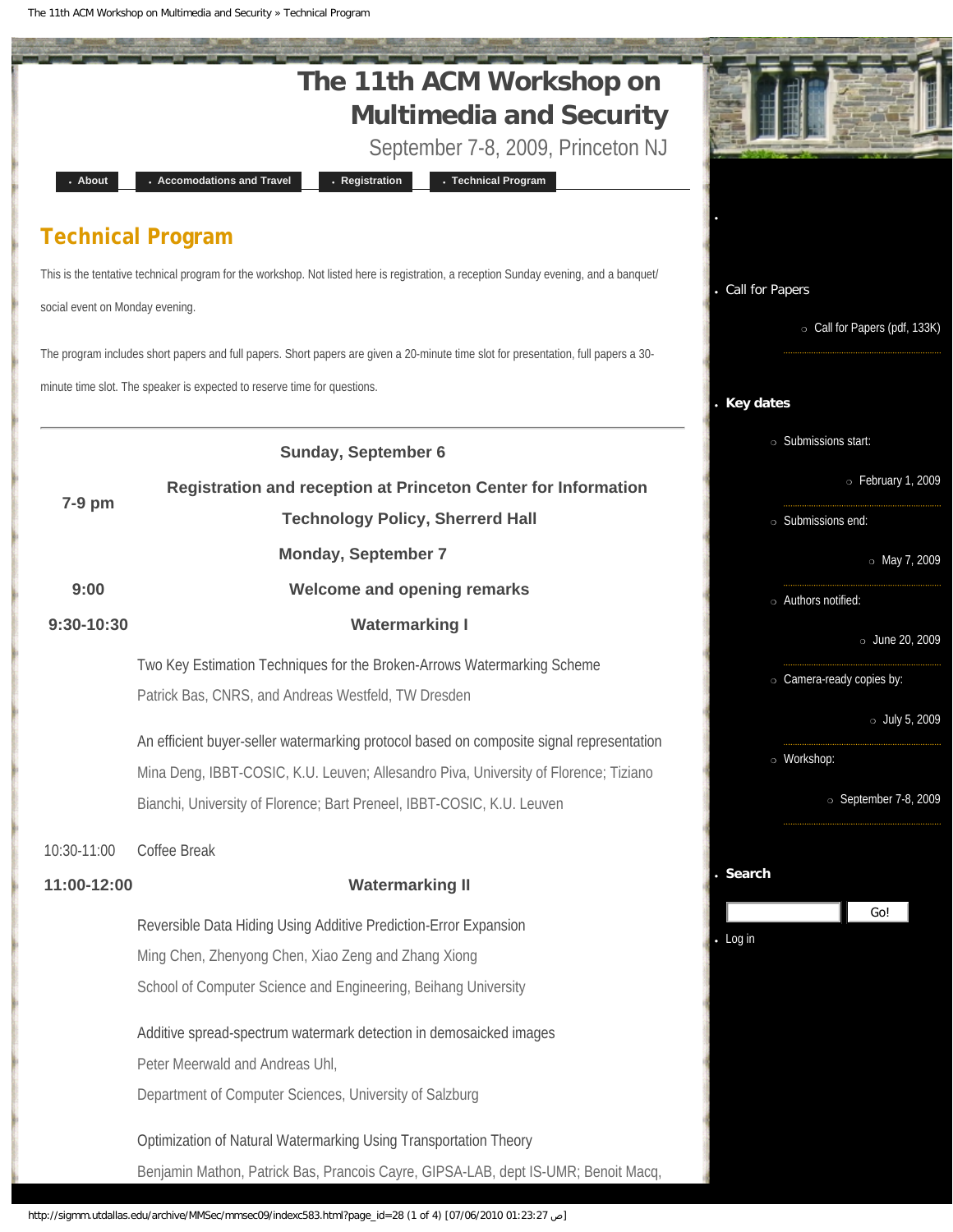# The 11th ACM Workshop on Multimedia and Security

September 7-8, 2009, Princeton NJ

- About
- Accomodations and Travel
- Registration
- Technical Program

## Technical Program

This is the tentative technical program for the workshop. Not listed here is registration, a reception Sunday evening, and a banquet/social event on Monday evening.

The program includes short papers and full papers. Short papers are given a 20-minute time slot for presentation, full papers a 30-minute time slot. The speaker is expected to reserve time for questions.

---

**Sunday, September 6**

| | |
|---|---|
| **7-9 pm** | **Registration and reception at Princeton Center for Information Technology Policy, Sherrerd Hall** |

**Monday, September 7**

| | |
|---|---|
| **9:00** | **Welcome and opening remarks** |
| **9:30-10:30** | **Watermarking I** |

Two Key Estimation Techniques for the Broken-Arrows Watermarking Scheme
Patrick Bas, CNRS, and Andreas Westfeld, TW Dresden

An efficient buyer-seller watermarking protocol based on composite signal representation
Mina Deng, IBBT-COSIC, K.U. Leuven; Allesandro Piva, University of Florence; Tiziano Bianchi, University of Florence; Bart Preneel, IBBT-COSIC, K.U. Leuven

10:30-11:00 Coffee Break

| | |
|---|---|
| **11:00-12:00** | **Watermarking II** |

Reversible Data Hiding Using Additive Prediction-Error Expansion
Ming Chen, Zhenyong Chen, Xiao Zeng and Zhang Xiong
School of Computer Science and Engineering, Beihang University

Additive spread-spectrum watermark detection in demosaicked images
Peter Meerwald and Andreas Uhl,
Department of Computer Sciences, University of Salzburg

Optimization of Natural Watermarking Using Transportation Theory
Benjamin Mathon, Patrick Bas, Prancois Cayre, GIPSA-LAB, dept IS-UMR; Benoit Macq,

- Call for Papers
  - Call for Papers (pdf, 133K)
- **Key dates**
  - Submissions start:
    - February 1, 2009
  - Submissions end:
    - May 7, 2009
  - Authors notified:
    - June 20, 2009
  - Camera-ready copies by:
    - July 5, 2009
  - Workshop:
    - September 7-8, 2009
- **Search**
- Log in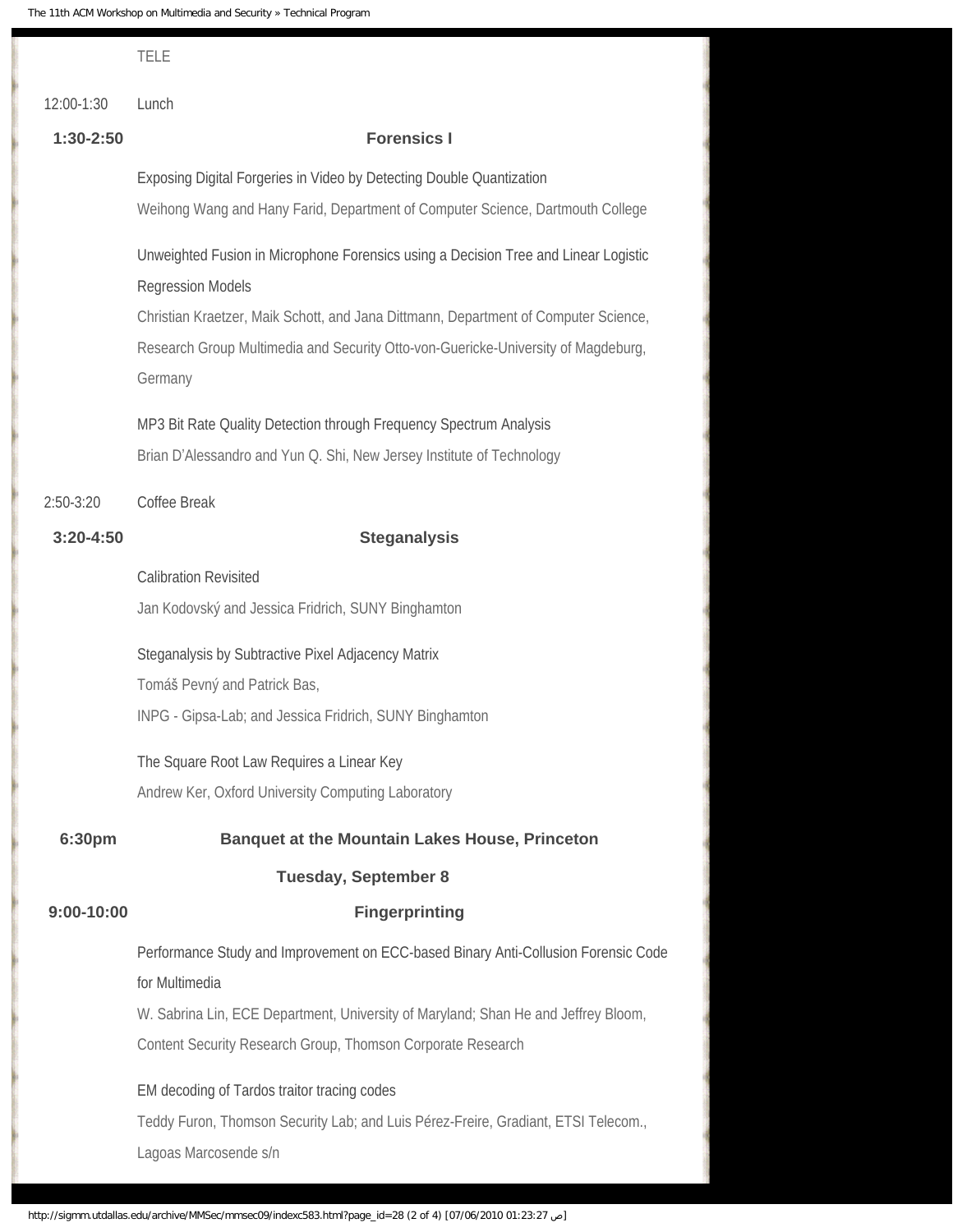TELE

12:00-1:30 Lunch

**1:30-2:50** **Forensics I**

Exposing Digital Forgeries in Video by Detecting Double Quantization

Weihong Wang and Hany Farid, Department of Computer Science, Dartmouth College

Unweighted Fusion in Microphone Forensics using a Decision Tree and Linear Logistic Regression Models

Christian Kraetzer, Maik Schott, and Jana Dittmann, Department of Computer Science, Research Group Multimedia and Security Otto-von-Guericke-University of Magdeburg, Germany

MP3 Bit Rate Quality Detection through Frequency Spectrum Analysis

Brian D'Alessandro and Yun Q. Shi, New Jersey Institute of Technology

2:50-3:20 Coffee Break

**3:20-4:50** **Steganalysis**

Calibration Revisited

Jan Kodovský and Jessica Fridrich, SUNY Binghamton

Steganalysis by Subtractive Pixel Adjacency Matrix

Tomáš Pevný and Patrick Bas,

INPG - Gipsa-Lab; and Jessica Fridrich, SUNY Binghamton

The Square Root Law Requires a Linear Key

Andrew Ker, Oxford University Computing Laboratory

**6:30pm** **Banquet at the Mountain Lakes House, Princeton**

**Tuesday, September 8**

**9:00-10:00** **Fingerprinting**

Performance Study and Improvement on ECC-based Binary Anti-Collusion Forensic Code for Multimedia

W. Sabrina Lin, ECE Department, University of Maryland; Shan He and Jeffrey Bloom, Content Security Research Group, Thomson Corporate Research

EM decoding of Tardos traitor tracing codes

Teddy Furon, Thomson Security Lab; and Luis Pérez-Freire, Gradiant, ETSI Telecom., Lagoas Marcosende s/n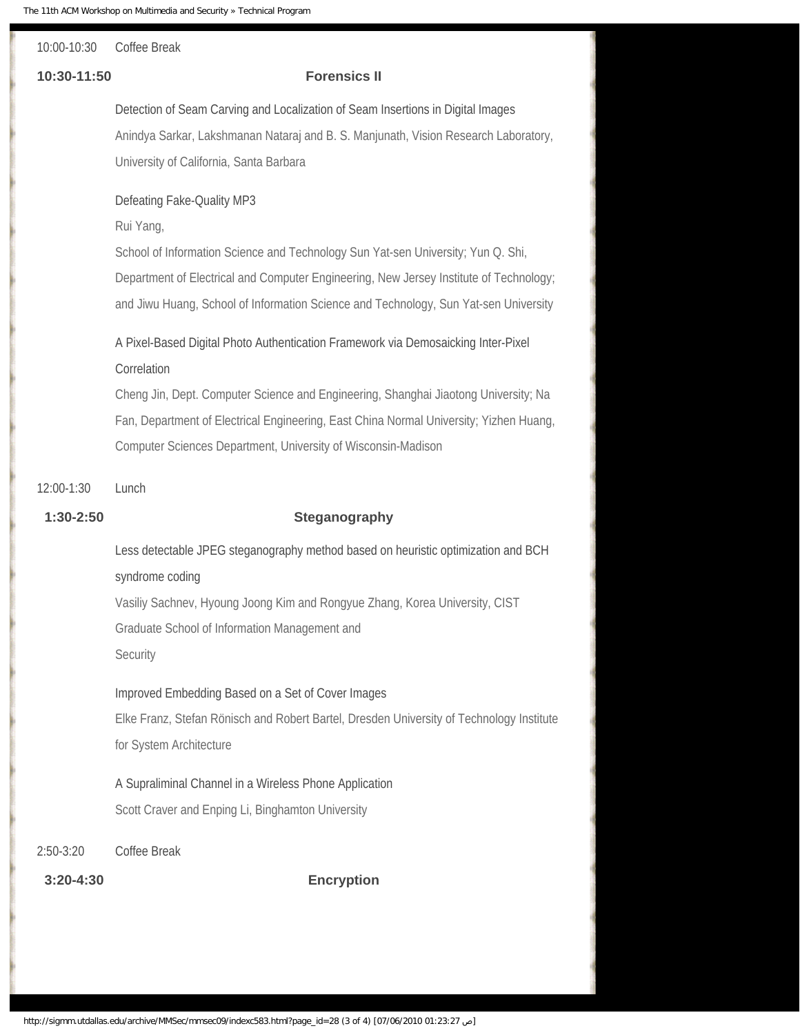10:00-10:30 Coffee Break

**10:30-11:50** **Forensics II**

Detection of Seam Carving and Localization of Seam Insertions in Digital Images
Anindya Sarkar, Lakshmanan Nataraj and B. S. Manjunath, Vision Research Laboratory, University of California, Santa Barbara

Defeating Fake-Quality MP3
Rui Yang,
School of Information Science and Technology Sun Yat-sen University; Yun Q. Shi, Department of Electrical and Computer Engineering, New Jersey Institute of Technology; and Jiwu Huang, School of Information Science and Technology, Sun Yat-sen University

A Pixel-Based Digital Photo Authentication Framework via Demosaicking Inter-Pixel Correlation
Cheng Jin, Dept. Computer Science and Engineering, Shanghai Jiaotong University; Na Fan, Department of Electrical Engineering, East China Normal University; Yizhen Huang, Computer Sciences Department, University of Wisconsin-Madison

12:00-1:30 Lunch

**1:30-2:50** **Steganography**

Less detectable JPEG steganography method based on heuristic optimization and BCH syndrome coding
Vasiliy Sachnev, Hyoung Joong Kim and Rongyue Zhang, Korea University, CIST Graduate School of Information Management and Security

Improved Embedding Based on a Set of Cover Images
Elke Franz, Stefan Rönisch and Robert Bartel, Dresden University of Technology Institute for System Architecture

A Supraliminal Channel in a Wireless Phone Application
Scott Craver and Enping Li, Binghamton University

2:50-3:20 Coffee Break

**3:20-4:30** **Encryption**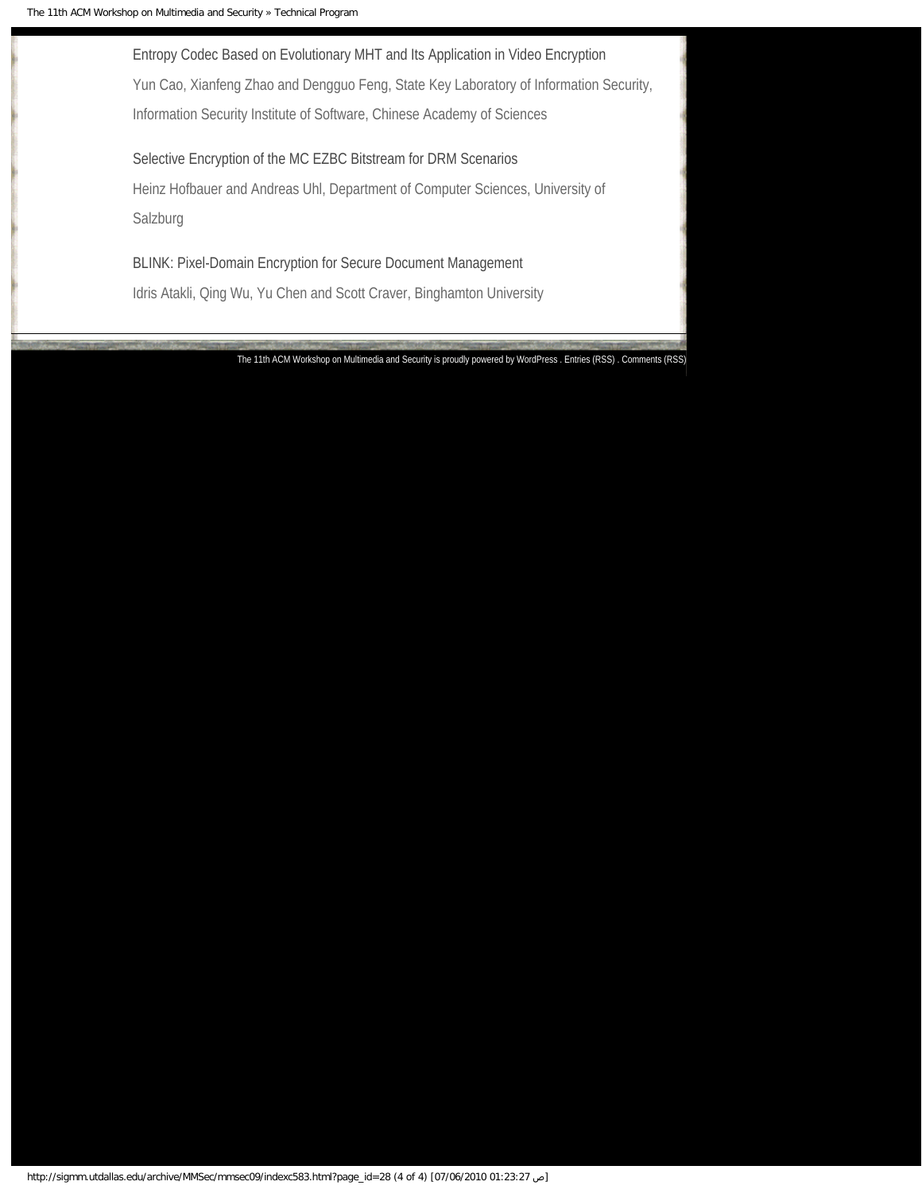Entropy Codec Based on Evolutionary MHT and Its Application in Video Encryption

Yun Cao, Xianfeng Zhao and Dengguo Feng, State Key Laboratory of Information Security, Information Security Institute of Software, Chinese Academy of Sciences

Selective Encryption of the MC EZBC Bitstream for DRM Scenarios

Heinz Hofbauer and Andreas Uhl, Department of Computer Sciences, University of Salzburg

BLINK: Pixel-Domain Encryption for Secure Document Management

Idris Atakli, Qing Wu, Yu Chen and Scott Craver, Binghamton University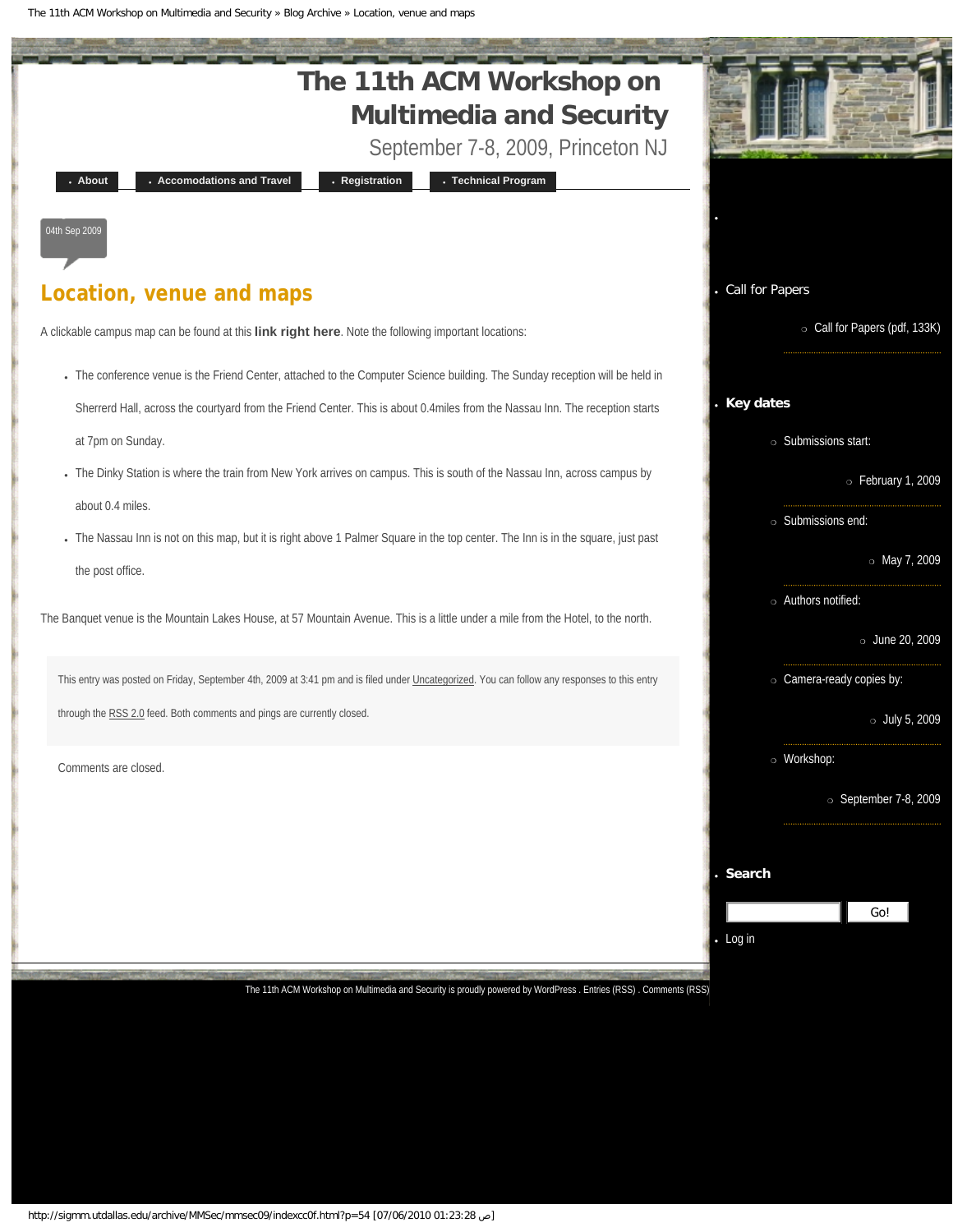# The 11th ACM Workshop on Multimedia and Security

September 7-8, 2009, Princeton NJ

- About
- Accomodations and Travel
- Registration
- Technical Program

04th Sep 2009

## Location, venue and maps

A clickable campus map can be found at this **link right here**. Note the following important locations:

- The conference venue is the Friend Center, attached to the Computer Science building. The Sunday reception will be held in Sherrerd Hall, across the courtyard from the Friend Center. This is about 0.4miles from the Nassau Inn. The reception starts at 7pm on Sunday.
- The Dinky Station is where the train from New York arrives on campus. This is south of the Nassau Inn, across campus by about 0.4 miles.
- The Nassau Inn is not on this map, but it is right above 1 Palmer Square in the top center. The Inn is in the square, just past the post office.

The Banquet venue is the Mountain Lakes House, at 57 Mountain Avenue. This is a little under a mile from the Hotel, to the north.

This entry was posted on Friday, September 4th, 2009 at 3:41 pm and is filed under Uncategorized. You can follow any responses to this entry through the RSS 2.0 feed. Both comments and pings are currently closed.

Comments are closed.

- Call for Papers
  - Call for Papers (pdf, 133K)
- **Key dates**
  - Submissions start:
    - February 1, 2009
  - Submissions end:
    - May 7, 2009
  - Authors notified:
    - June 20, 2009
  - Camera-ready copies by:
    - July 5, 2009
  - Workshop:
    - September 7-8, 2009
- **Search**

Go!

- Log in

The 11th ACM Workshop on Multimedia and Security is proudly powered by WordPress . Entries (RSS) . Comments (RSS)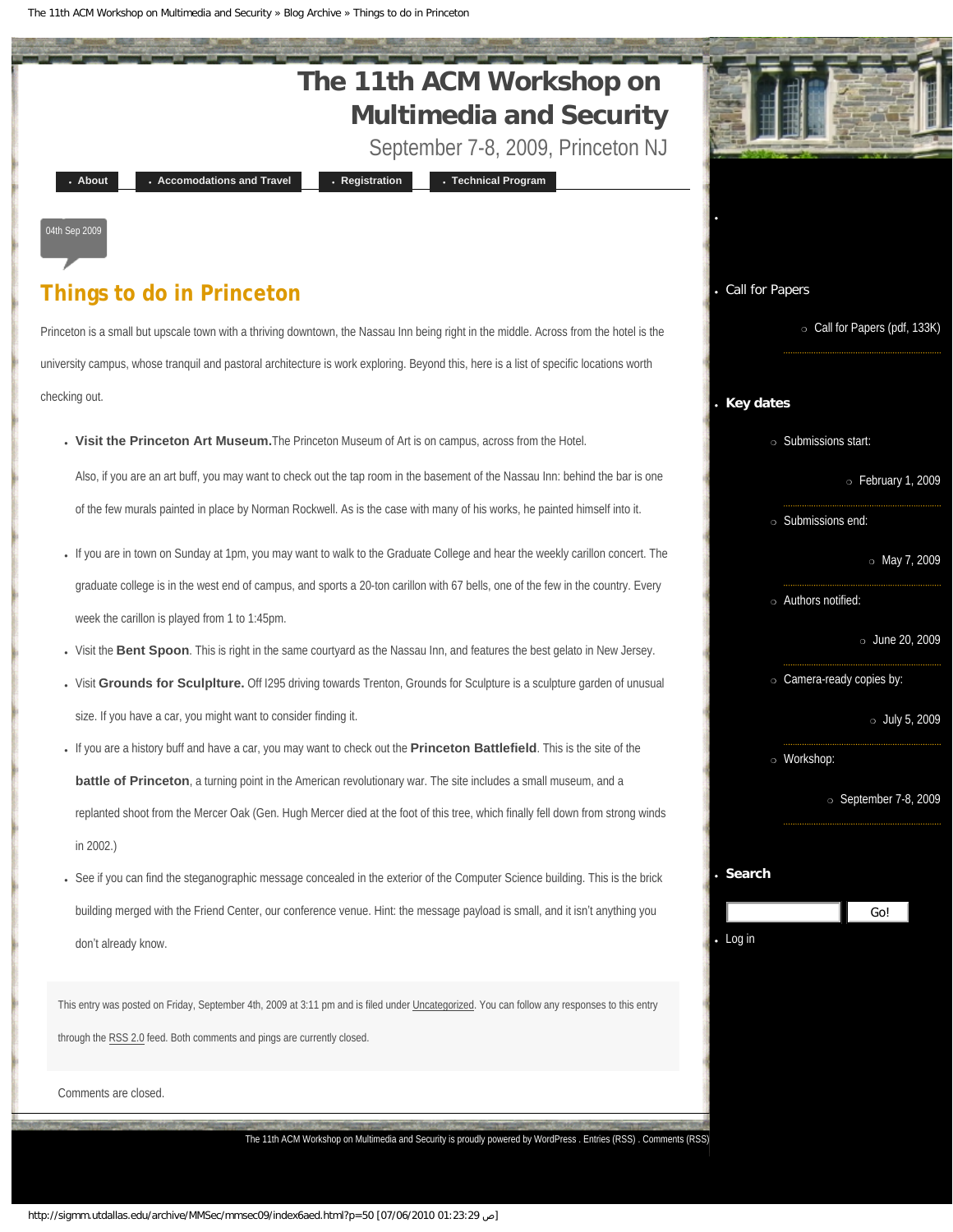# The 11th ACM Workshop on Multimedia and Security

September 7-8, 2009, Princeton NJ

- About
- Accomodations and Travel
- Registration
- Technical Program

04th Sep 2009

## Things to do in Princeton

Princeton is a small but upscale town with a thriving downtown, the Nassau Inn being right in the middle. Across from the hotel is the university campus, whose tranquil and pastoral architecture is work exploring. Beyond this, here is a list of specific locations worth checking out.

- **Visit the Princeton Art Museum.** The Princeton Museum of Art is on campus, across from the Hotel.

  Also, if you are an art buff, you may want to check out the tap room in the basement of the Nassau Inn: behind the bar is one of the few murals painted in place by Norman Rockwell. As is the case with many of his works, he painted himself into it.

- If you are in town on Sunday at 1pm, you may want to walk to the Graduate College and hear the weekly carillon concert. The graduate college is in the west end of campus, and sports a 20-ton carillon with 67 bells, one of the few in the country. Every week the carillon is played from 1 to 1:45pm.
- Visit the **Bent Spoon**. This is right in the same courtyard as the Nassau Inn, and features the best gelato in New Jersey.
- Visit **Grounds for Sculplture.** Off I295 driving towards Trenton, Grounds for Sculpture is a sculpture garden of unusual size. If you have a car, you might want to consider finding it.
- If you are a history buff and have a car, you may want to check out the **Princeton Battlefield**. This is the site of the **battle of Princeton**, a turning point in the American revolutionary war. The site includes a small museum, and a replanted shoot from the Mercer Oak (Gen. Hugh Mercer died at the foot of this tree, which finally fell down from strong winds in 2002.)
- See if you can find the steganographic message concealed in the exterior of the Computer Science building. This is the brick building merged with the Friend Center, our conference venue. Hint: the message payload is small, and it isn't anything you don't already know.

This entry was posted on Friday, September 4th, 2009 at 3:11 pm and is filed under Uncategorized. You can follow any responses to this entry through the RSS 2.0 feed. Both comments and pings are currently closed.

Comments are closed.

- Call for Papers
  - Call for Papers (pdf, 133K)
- **Key dates**
  - Submissions start:
    - February 1, 2009
  - Submissions end:
    - May 7, 2009
  - Authors notified:
    - June 20, 2009
  - Camera-ready copies by:
    - July 5, 2009
  - Workshop:
    - September 7-8, 2009
- **Search**

  Go!
- Log in

The 11th ACM Workshop on Multimedia and Security is proudly powered by WordPress . Entries (RSS) . Comments (RSS)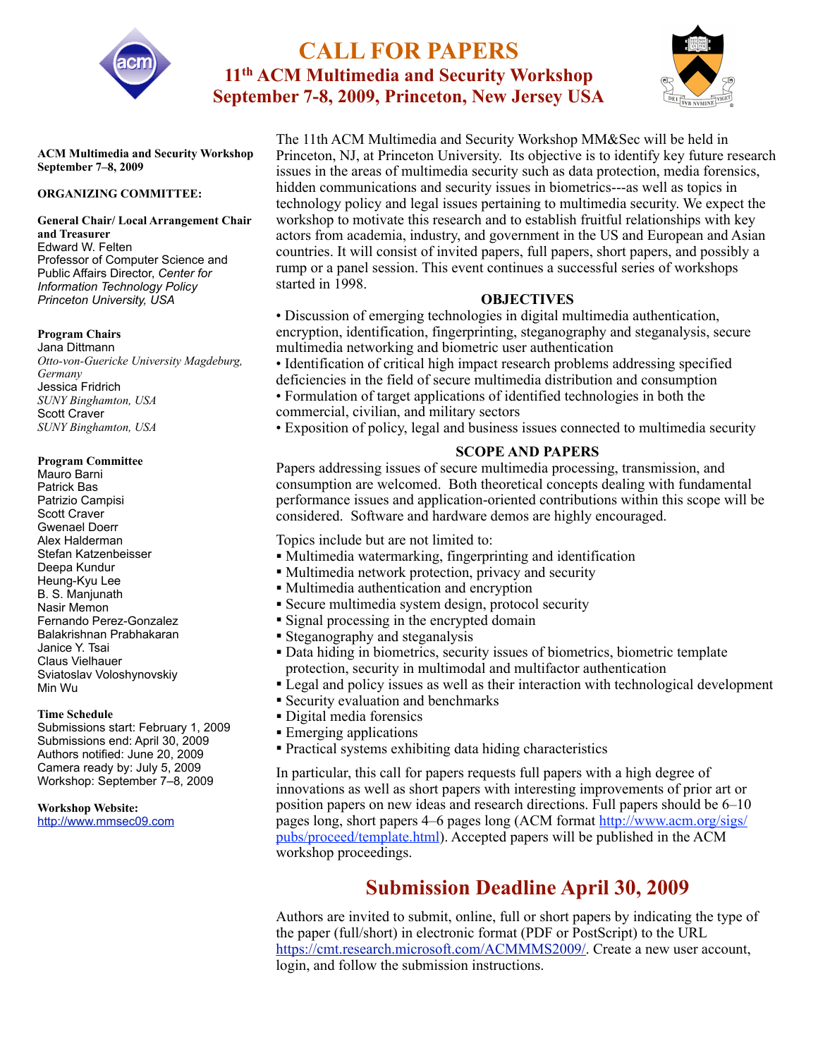# CALL FOR PAPERS

## 11th ACM Multimedia and Security Workshop

## September 7-8, 2009, Princeton, New Jersey USA

**ACM Multimedia and Security Workshop**
**September 7–8, 2009**

**ORGANIZING COMMITTEE:**

**General Chair/ Local Arrangement Chair and Treasurer**
Edward W. Felten
Professor of Computer Science and Public Affairs Director, *Center for Information Technology Policy*
*Princeton University, USA*

**Program Chairs**
Jana Dittmann
*Otto-von-Guericke University Magdeburg, Germany*
Jessica Fridrich
*SUNY Binghamton, USA*
Scott Craver
*SUNY Binghamton, USA*

**Program Committee**
Mauro Barni
Patrick Bas
Patrizio Campisi
Scott Craver
Gwenael Doerr
Alex Halderman
Stefan Katzenbeisser
Deepa Kundur
Heung-Kyu Lee
B. S. Manjunath
Nasir Memon
Fernando Perez-Gonzalez
Balakrishnan Prabhakaran
Janice Y. Tsai
Claus Vielhauer
Sviatoslav Voloshynovskiy
Min Wu

**Time Schedule**
Submissions start: February 1, 2009
Submissions end: April 30, 2009
Authors notified: June 20, 2009
Camera ready by: July 5, 2009
Workshop: September 7–8, 2009

**Workshop Website:**
http://www.mmsec09.com

The 11th ACM Multimedia and Security Workshop MM&Sec will be held in Princeton, NJ, at Princeton University. Its objective is to identify key future research issues in the areas of multimedia security such as data protection, media forensics, hidden communications and security issues in biometrics---as well as topics in technology policy and legal issues pertaining to multimedia security. We expect the workshop to motivate this research and to establish fruitful relationships with key actors from academia, industry, and government in the US and European and Asian countries. It will consist of invited papers, full papers, short papers, and possibly a rump or a panel session. This event continues a successful series of workshops started in 1998.

### OBJECTIVES

- Discussion of emerging technologies in digital multimedia authentication, encryption, identification, fingerprinting, steganography and steganalysis, secure multimedia networking and biometric user authentication
- Identification of critical high impact research problems addressing specified deficiencies in the field of secure multimedia distribution and consumption
- Formulation of target applications of identified technologies in both the commercial, civilian, and military sectors
- Exposition of policy, legal and business issues connected to multimedia security

### SCOPE AND PAPERS

Papers addressing issues of secure multimedia processing, transmission, and consumption are welcomed. Both theoretical concepts dealing with fundamental performance issues and application-oriented contributions within this scope will be considered. Software and hardware demos are highly encouraged.

Topics include but are not limited to:

- Multimedia watermarking, fingerprinting and identification
- Multimedia network protection, privacy and security
- Multimedia authentication and encryption
- Secure multimedia system design, protocol security
- Signal processing in the encrypted domain
- Steganography and steganalysis
- Data hiding in biometrics, security issues of biometrics, biometric template protection, security in multimodal and multifactor authentication
- Legal and policy issues as well as their interaction with technological development
- Security evaluation and benchmarks
- Digital media forensics
- Emerging applications
- Practical systems exhibiting data hiding characteristics

In particular, this call for papers requests full papers with a high degree of innovations as well as short papers with interesting improvements of prior art or position papers on new ideas and research directions. Full papers should be 6–10 pages long, short papers 4–6 pages long (ACM format http://www.acm.org/sigs/pubs/proceed/template.html). Accepted papers will be published in the ACM workshop proceedings.

## Submission Deadline April 30, 2009

Authors are invited to submit, online, full or short papers by indicating the type of the paper (full/short) in electronic format (PDF or PostScript) to the URL https://cmt.research.microsoft.com/ACMMMS2009/. Create a new user account, login, and follow the submission instructions.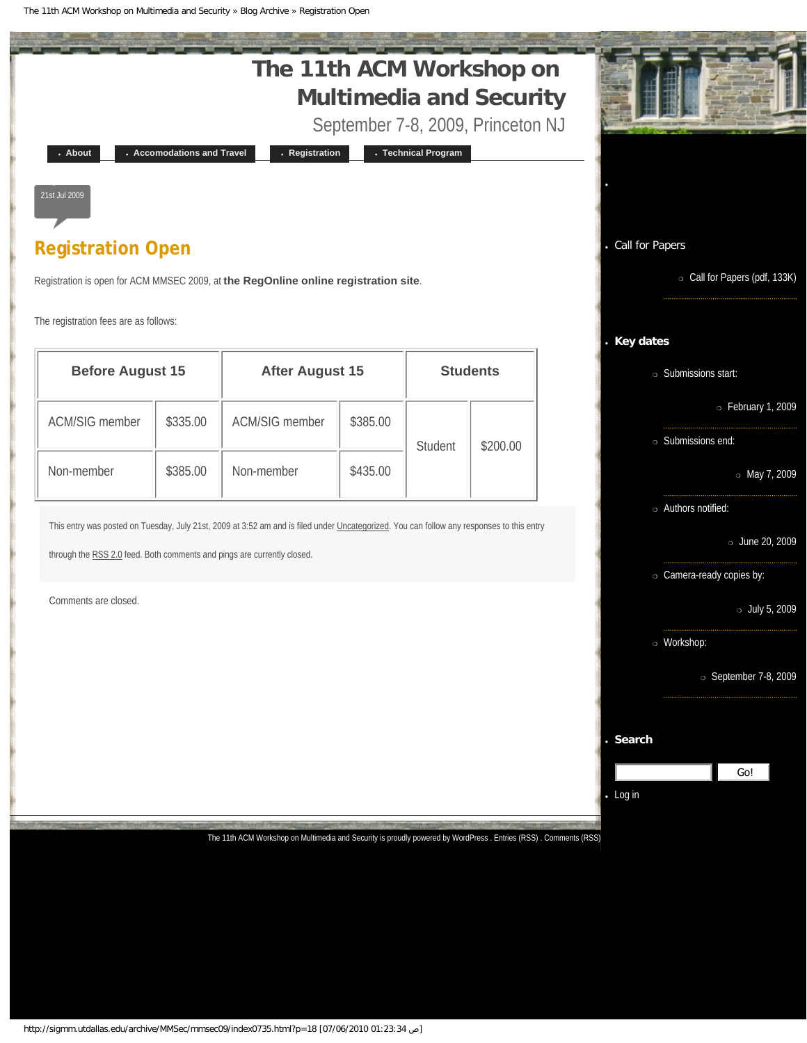# The 11th ACM Workshop on Multimedia and Security

September 7-8, 2009, Princeton NJ

- About
- Accomodations and Travel
- Registration
- Technical Program

21st Jul 2009

## Registration Open

Registration is open for ACM MMSEC 2009, at **the RegOnline online registration site**.

The registration fees are as follows:

| Before August 15 | | After August 15 | | Students | |
|---|---|---|---|---|---|
| ACM/SIG member | $335.00 | ACM/SIG member | $385.00 | Student | $200.00 |
| Non-member | $385.00 | Non-member | $435.00 | | |

This entry was posted on Tuesday, July 21st, 2009 at 3:52 am and is filed under Uncategorized. You can follow any responses to this entry through the RSS 2.0 feed. Both comments and pings are currently closed.

Comments are closed.

- Call for Papers
  - Call for Papers (pdf, 133K)
- **Key dates**
  - Submissions start:
    - February 1, 2009
  - Submissions end:
    - May 7, 2009
  - Authors notified:
    - June 20, 2009
  - Camera-ready copies by:
    - July 5, 2009
  - Workshop:
    - September 7-8, 2009
- **Search**

  Go!
- Log in

The 11th ACM Workshop on Multimedia and Security is proudly powered by WordPress . Entries (RSS) . Comments (RSS)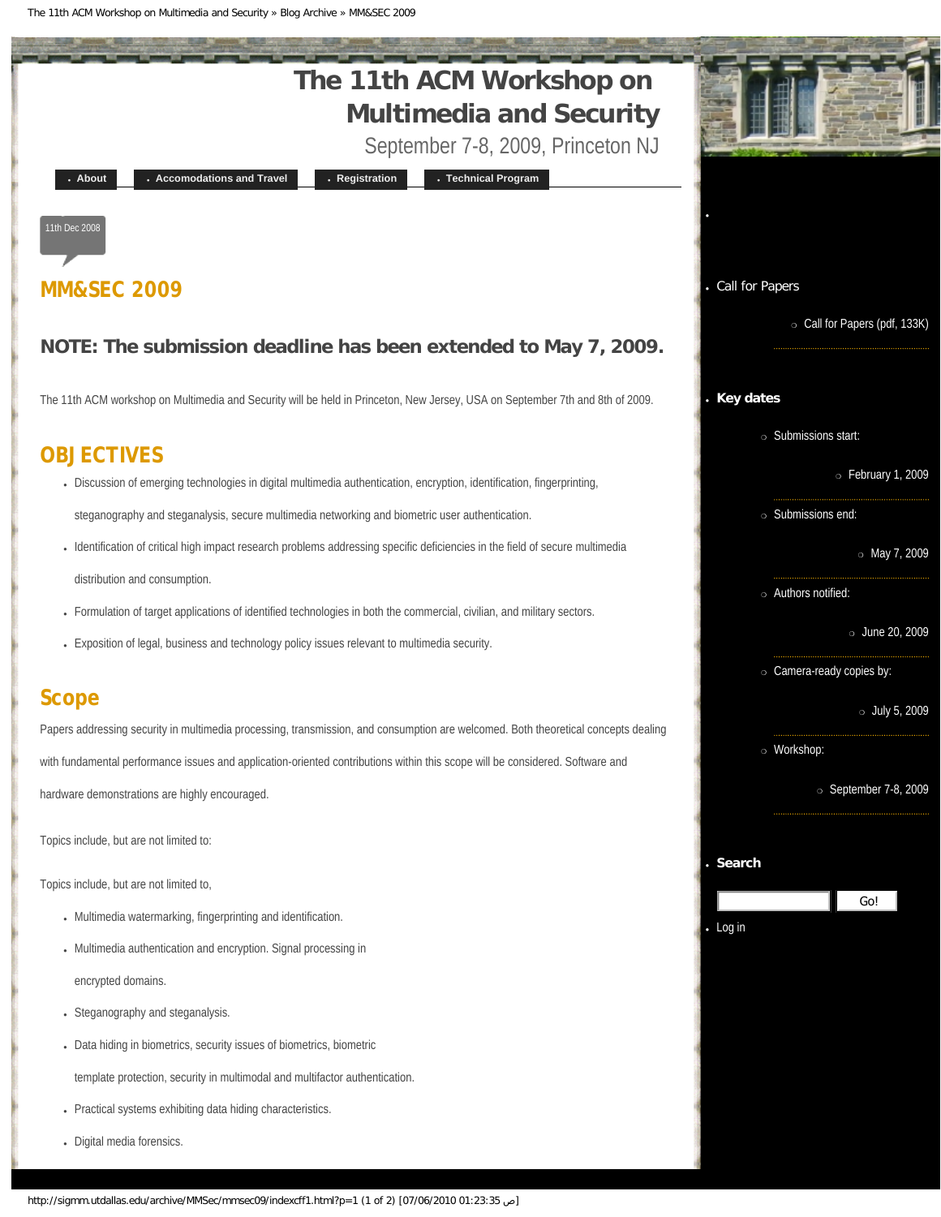# The 11th ACM Workshop on Multimedia and Security

September 7-8, 2009, Princeton NJ

- About
- Accomodations and Travel
- Registration
- Technical Program

11th Dec 2008

## MM&SEC 2009

### NOTE: The submission deadline has been extended to May 7, 2009.

The 11th ACM workshop on Multimedia and Security will be held in Princeton, New Jersey, USA on September 7th and 8th of 2009.

## OBJECTIVES

- Discussion of emerging technologies in digital multimedia authentication, encryption, identification, fingerprinting, steganography and steganalysis, secure multimedia networking and biometric user authentication.
- Identification of critical high impact research problems addressing specific deficiencies in the field of secure multimedia distribution and consumption.
- Formulation of target applications of identified technologies in both the commercial, civilian, and military sectors.
- Exposition of legal, business and technology policy issues relevant to multimedia security.

## Scope

Papers addressing security in multimedia processing, transmission, and consumption are welcomed. Both theoretical concepts dealing with fundamental performance issues and application-oriented contributions within this scope will be considered. Software and hardware demonstrations are highly encouraged.

Topics include, but are not limited to:

Topics include, but are not limited to,

- Multimedia watermarking, fingerprinting and identification.
- Multimedia authentication and encryption. Signal processing in encrypted domains.
- Steganography and steganalysis.
- Data hiding in biometrics, security issues of biometrics, biometric template protection, security in multimodal and multifactor authentication.
- Practical systems exhibiting data hiding characteristics.
- Digital media forensics.

- Call for Papers
  - Call for Papers (pdf, 133K)
- **Key dates**
  - Submissions start:
    - February 1, 2009
  - Submissions end:
    - May 7, 2009
  - Authors notified:
    - June 20, 2009
  - Camera-ready copies by:
    - July 5, 2009
  - Workshop:
    - September 7-8, 2009
- **Search**

  Go!
- Log in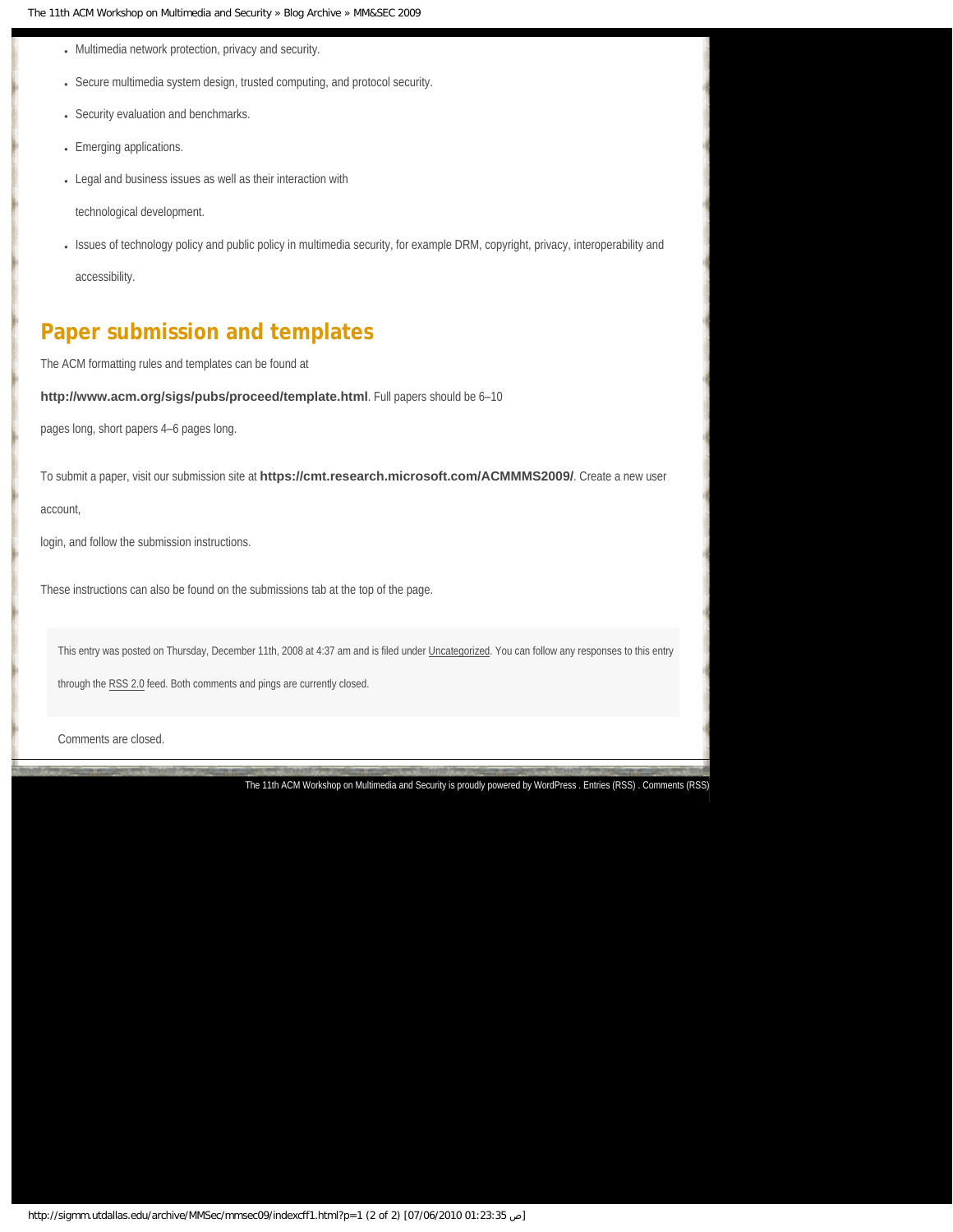- Multimedia network protection, privacy and security.
- Secure multimedia system design, trusted computing, and protocol security.
- Security evaluation and benchmarks.
- Emerging applications.
- Legal and business issues as well as their interaction with

  technological development.
- Issues of technology policy and public policy in multimedia security, for example DRM, copyright, privacy, interoperability and accessibility.

## Paper submission and templates

The ACM formatting rules and templates can be found at

**http://www.acm.org/sigs/pubs/proceed/template.html**. Full papers should be 6–10

pages long, short papers 4–6 pages long.

To submit a paper, visit our submission site at **https://cmt.research.microsoft.com/ACMMMS2009/**. Create a new user account,

login, and follow the submission instructions.

These instructions can also be found on the submissions tab at the top of the page.

This entry was posted on Thursday, December 11th, 2008 at 4:37 am and is filed under Uncategorized. You can follow any responses to this entry through the RSS 2.0 feed. Both comments and pings are currently closed.

Comments are closed.

The 11th ACM Workshop on Multimedia and Security is proudly powered by WordPress . Entries (RSS) . Comments (RSS)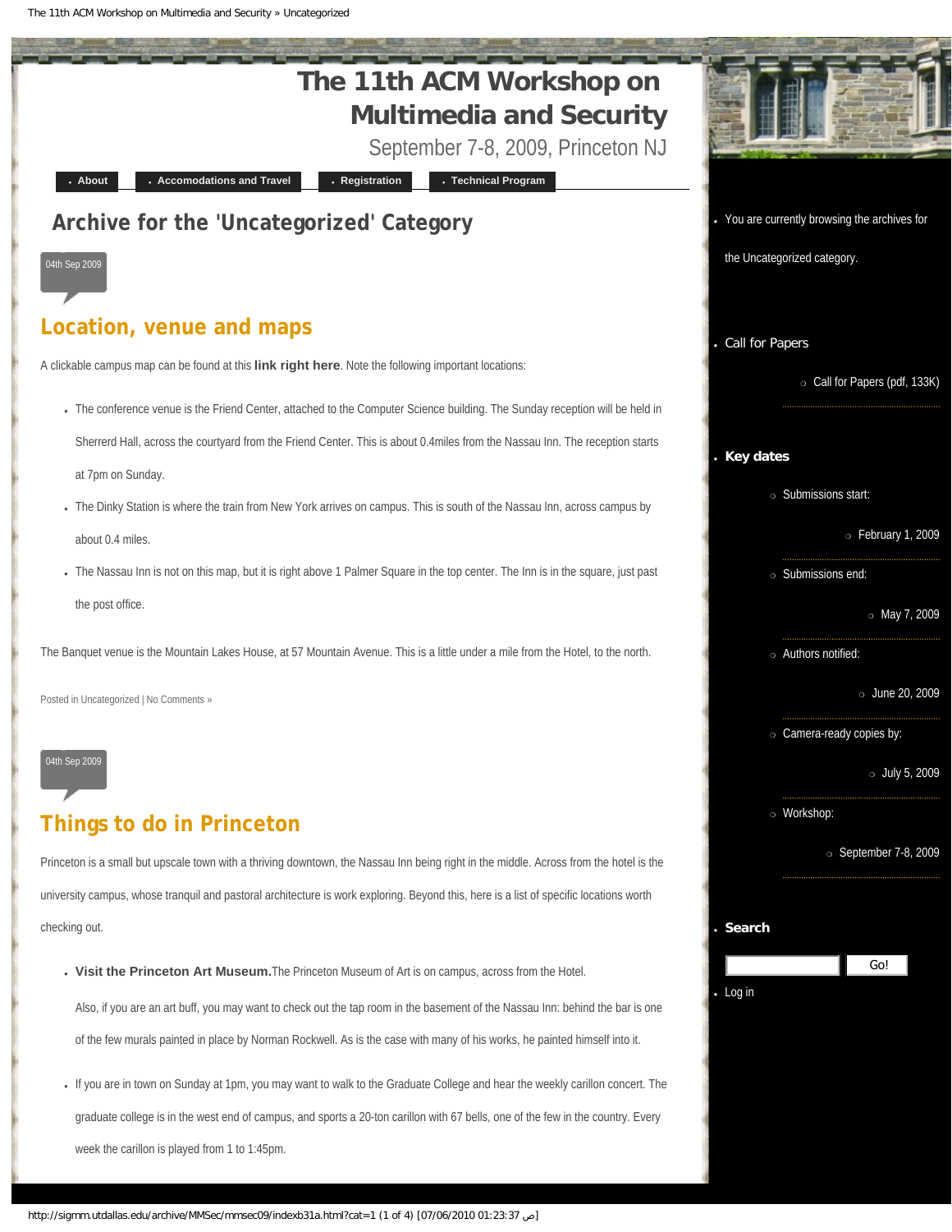# The 11th ACM Workshop on Multimedia and Security

September 7-8, 2009, Princeton NJ

- About
- Accomodations and Travel
- Registration
- Technical Program

## Archive for the 'Uncategorized' Category

04th Sep 2009

## Location, venue and maps

A clickable campus map can be found at this **link right here**. Note the following important locations:

- The conference venue is the Friend Center, attached to the Computer Science building. The Sunday reception will be held in Sherrerd Hall, across the courtyard from the Friend Center. This is about 0.4miles from the Nassau Inn. The reception starts at 7pm on Sunday.
- The Dinky Station is where the train from New York arrives on campus. This is south of the Nassau Inn, across campus by about 0.4 miles.
- The Nassau Inn is not on this map, but it is right above 1 Palmer Square in the top center. The Inn is in the square, just past the post office.

The Banquet venue is the Mountain Lakes House, at 57 Mountain Avenue. This is a little under a mile from the Hotel, to the north.

Posted in Uncategorized | No Comments »

04th Sep 2009

## Things to do in Princeton

Princeton is a small but upscale town with a thriving downtown, the Nassau Inn being right in the middle. Across from the hotel is the university campus, whose tranquil and pastoral architecture is work exploring. Beyond this, here is a list of specific locations worth checking out.

- **Visit the Princeton Art Museum.** The Princeton Museum of Art is on campus, across from the Hotel.

  Also, if you are an art buff, you may want to check out the tap room in the basement of the Nassau Inn: behind the bar is one of the few murals painted in place by Norman Rockwell. As is the case with many of his works, he painted himself into it.

- If you are in town on Sunday at 1pm, you may want to walk to the Graduate College and hear the weekly carillon concert. The graduate college is in the west end of campus, and sports a 20-ton carillon with 67 bells, one of the few in the country. Every week the carillon is played from 1 to 1:45pm.

---

- You are currently browsing the archives for the Uncategorized category.

- Call for Papers
  - Call for Papers (pdf, 133K)

- **Key dates**
  - Submissions start:
    - February 1, 2009
  - Submissions end:
    - May 7, 2009
  - Authors notified:
    - June 20, 2009
  - Camera-ready copies by:
    - July 5, 2009
  - Workshop:
    - September 7-8, 2009

- **Search**

  Go!

- Log in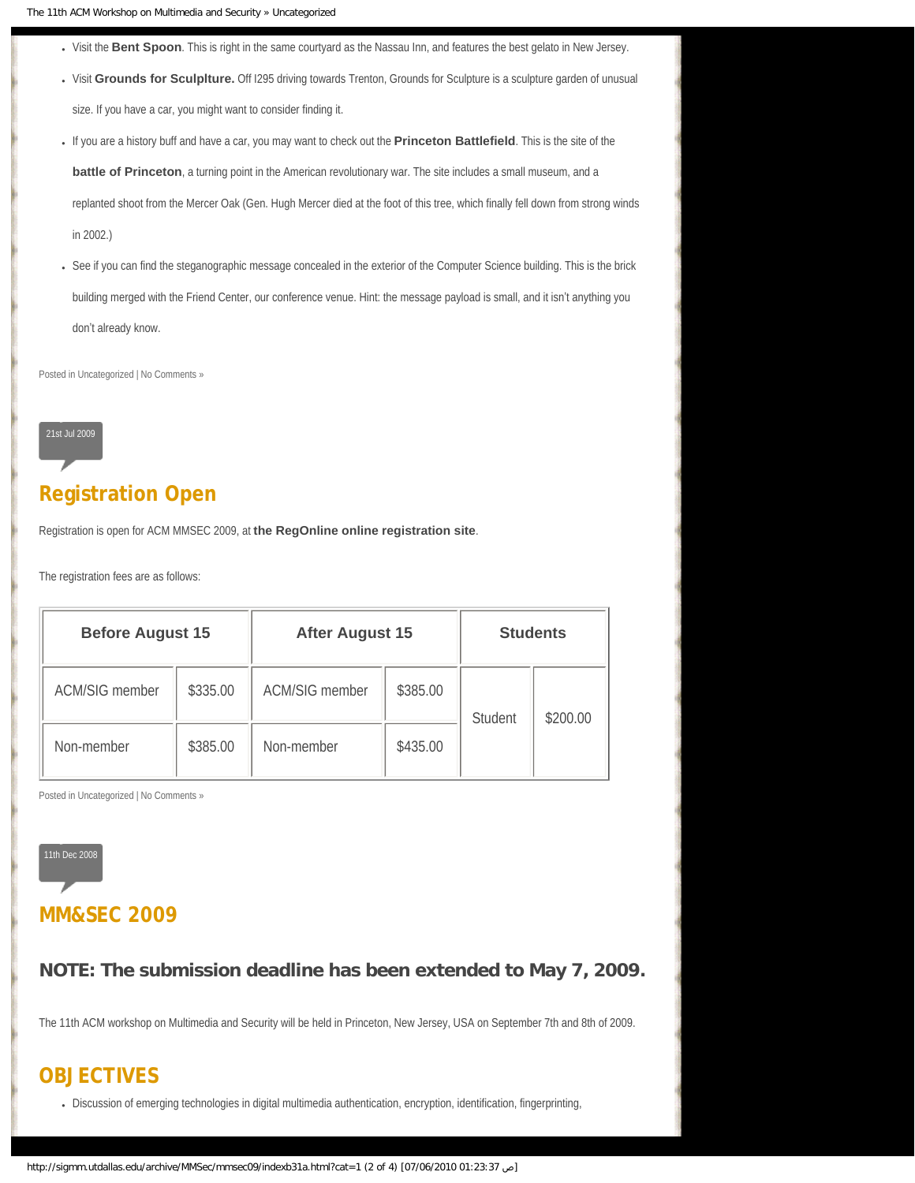- Visit the **Bent Spoon**. This is right in the same courtyard as the Nassau Inn, and features the best gelato in New Jersey.
- Visit **Grounds for Sculplture.** Off I295 driving towards Trenton, Grounds for Sculpture is a sculpture garden of unusual size. If you have a car, you might want to consider finding it.
- If you are a history buff and have a car, you may want to check out the **Princeton Battlefield**. This is the site of the **battle of Princeton**, a turning point in the American revolutionary war. The site includes a small museum, and a replanted shoot from the Mercer Oak (Gen. Hugh Mercer died at the foot of this tree, which finally fell down from strong winds in 2002.)
- See if you can find the steganographic message concealed in the exterior of the Computer Science building. This is the brick building merged with the Friend Center, our conference venue. Hint: the message payload is small, and it isn't anything you don't already know.

Posted in Uncategorized | No Comments »

21st Jul 2009

## Registration Open

Registration is open for ACM MMSEC 2009, at **the RegOnline online registration site**.

The registration fees are as follows:

| Before August 15 | | After August 15 | | Students | |
|---|---|---|---|---|---|
| ACM/SIG member | $335.00 | ACM/SIG member | $385.00 | Student | $200.00 |
| Non-member | $385.00 | Non-member | $435.00 | | |

Posted in Uncategorized | No Comments »

11th Dec 2008

## MM&SEC 2009

### NOTE: The submission deadline has been extended to May 7, 2009.

The 11th ACM workshop on Multimedia and Security will be held in Princeton, New Jersey, USA on September 7th and 8th of 2009.

## OBJECTIVES

- Discussion of emerging technologies in digital multimedia authentication, encryption, identification, fingerprinting,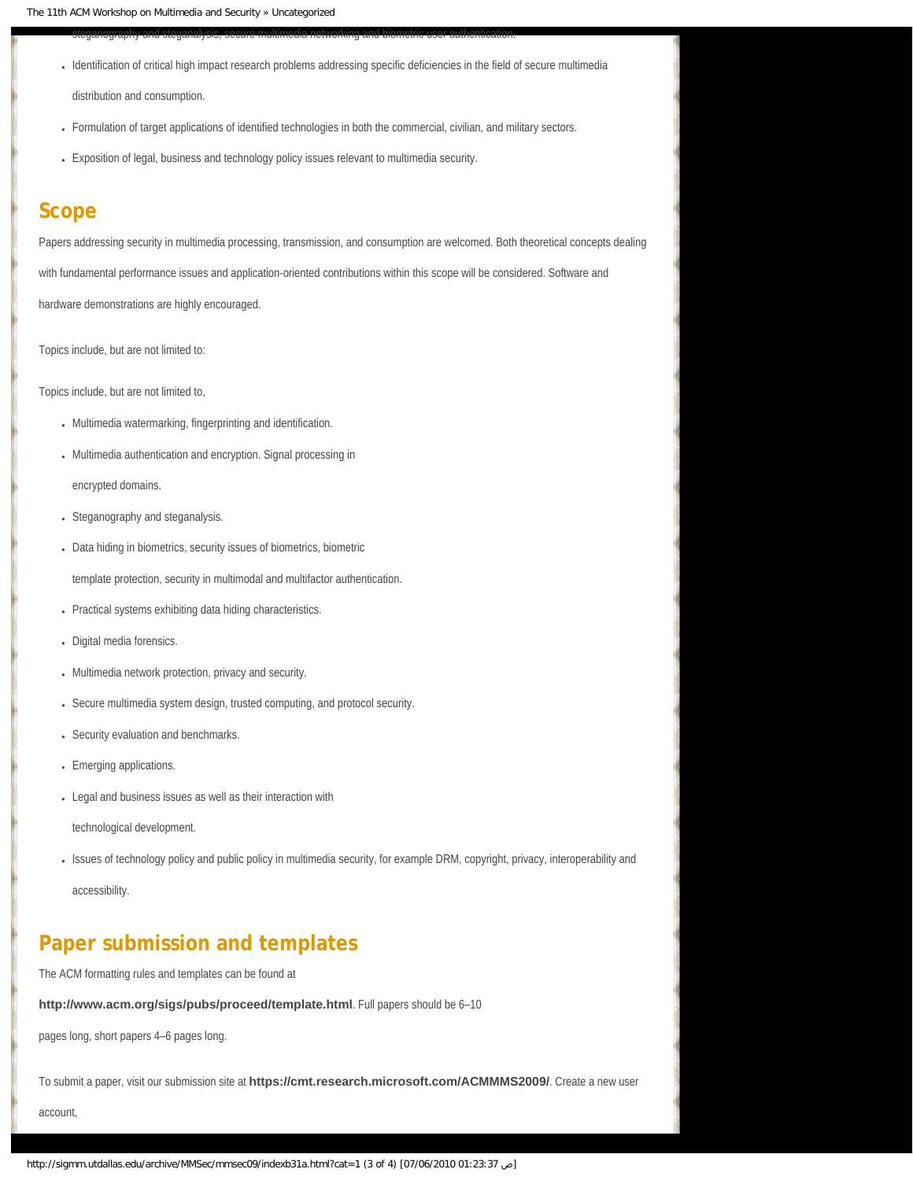steganography and steganalysis, secure multimedia networking and biometric user authentication.

- Identification of critical high impact research problems addressing specific deficiencies in the field of secure multimedia distribution and consumption.
- Formulation of target applications of identified technologies in both the commercial, civilian, and military sectors.
- Exposition of legal, business and technology policy issues relevant to multimedia security.

## Scope

Papers addressing security in multimedia processing, transmission, and consumption are welcomed. Both theoretical concepts dealing with fundamental performance issues and application-oriented contributions within this scope will be considered. Software and hardware demonstrations are highly encouraged.

Topics include, but are not limited to:

Topics include, but are not limited to,

- Multimedia watermarking, fingerprinting and identification.
- Multimedia authentication and encryption. Signal processing in encrypted domains.
- Steganography and steganalysis.
- Data hiding in biometrics, security issues of biometrics, biometric template protection, security in multimodal and multifactor authentication.
- Practical systems exhibiting data hiding characteristics.
- Digital media forensics.
- Multimedia network protection, privacy and security.
- Secure multimedia system design, trusted computing, and protocol security.
- Security evaluation and benchmarks.
- Emerging applications.
- Legal and business issues as well as their interaction with technological development.
- Issues of technology policy and public policy in multimedia security, for example DRM, copyright, privacy, interoperability and accessibility.

## Paper submission and templates

The ACM formatting rules and templates can be found at

**http://www.acm.org/sigs/pubs/proceed/template.html**. Full papers should be 6–10 pages long, short papers 4–6 pages long.

To submit a paper, visit our submission site at **https://cmt.research.microsoft.com/ACMMMS2009/**. Create a new user account,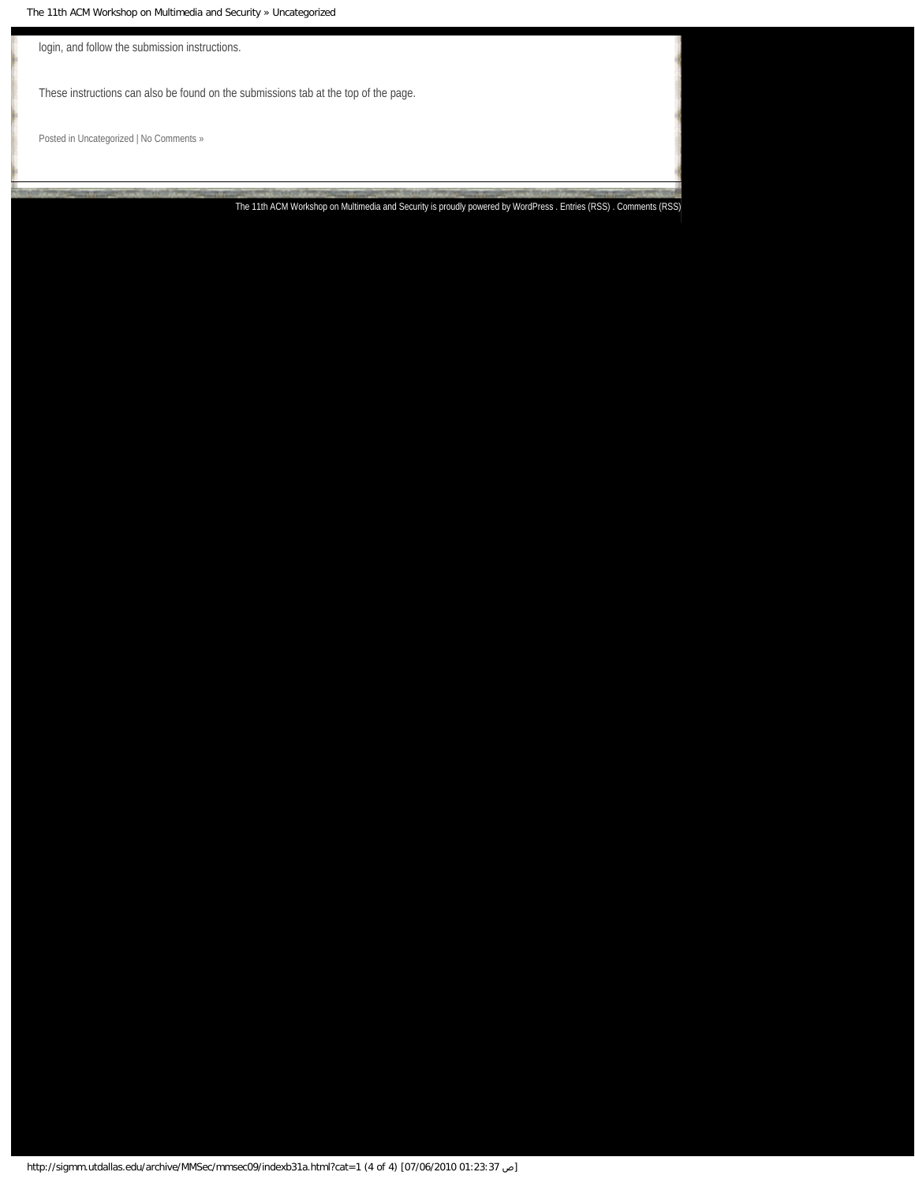login, and follow the submission instructions.

These instructions can also be found on the submissions tab at the top of the page.

Posted in Uncategorized | No Comments »

The 11th ACM Workshop on Multimedia and Security is proudly powered by WordPress . Entries (RSS) . Comments (RSS)